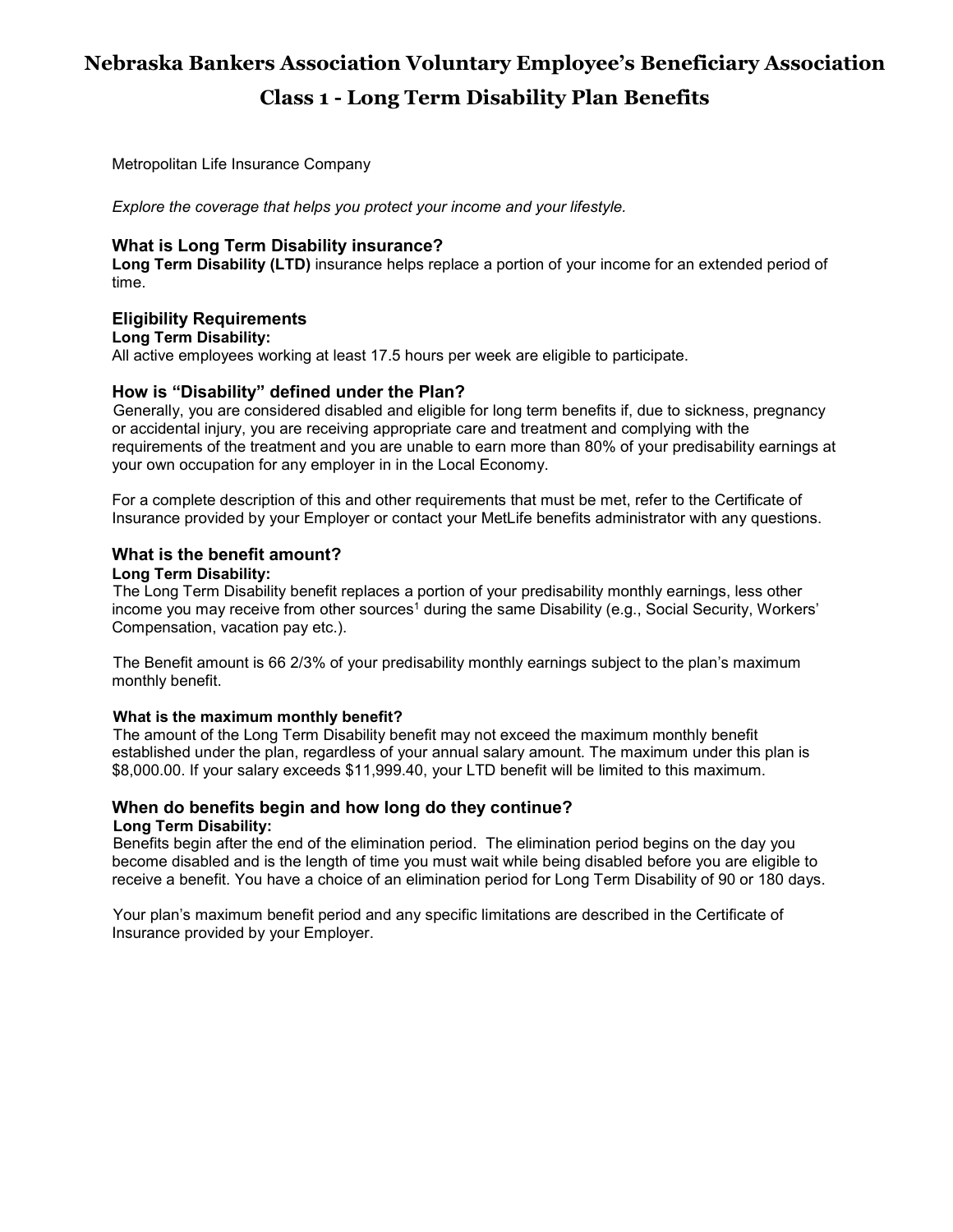# Nebraska Bankers Association Voluntary Employee's Beneficiary Association

## Class 1 - Long Term Disability Plan Benefits

Metropolitan Life Insurance Company

*Explore the coverage that helps you protect your income and your lifestyle.*

### What is Long Term Disability insurance?

**Long Term Disability (LTD)** insurance helps replace a portion of your income for an extended period of time.

### Eligibility Requirements

**Long Term Disability:**

All active employees working at least 17.5 hours per week are eligible to participate.

### How is "Disability" defined under the Plan?

Generally, you are considered disabled and eligible for long term benefits if, due to sickness, pregnancy or accidental injury, you are receiving appropriate care and treatment and complying with the requirements of the treatment and you are unable to earn more than 80% of your predisability earnings at your own occupation for any employer in in the Local Economy.

For a complete description of this and other requirements that must be met, refer to the Certificate of Insurance provided by your Employer or contact your MetLife benefits administrator with any questions.

### What is the benefit amount?

**Long Term Disability:**

The Long Term Disability benefit replaces a portion of your predisability monthly earnings, less other income you may receive from other sources[1] during the same Disability (e.g., Social Security, Workers' Compensation, vacation pay etc.).

The Benefit amount is 66 2/3% of your predisability monthly earnings subject to the plan's maximum monthly benefit.

#### What is the maximum monthly benefit?

The amount of the Long Term Disability benefit may not exceed the maximum monthly benefit established under the plan, regardless of your annual salary amount. The maximum under this plan is $8,000.00. If your salary exceeds $11,999.40, your LTD benefit will be limited to this maximum.

### When do benefits begin and how long do they continue?

**Long Term Disability:**

Benefits begin after the end of the elimination period. The elimination period begins on the day you become disabled and is the length of time you must wait while being disabled before you are eligible to receive a benefit. You have a choice of an elimination period for Long Term Disability of 90 or 180 days.

Your plan's maximum benefit period and any specific limitations are described in the Certificate of Insurance provided by your Employer.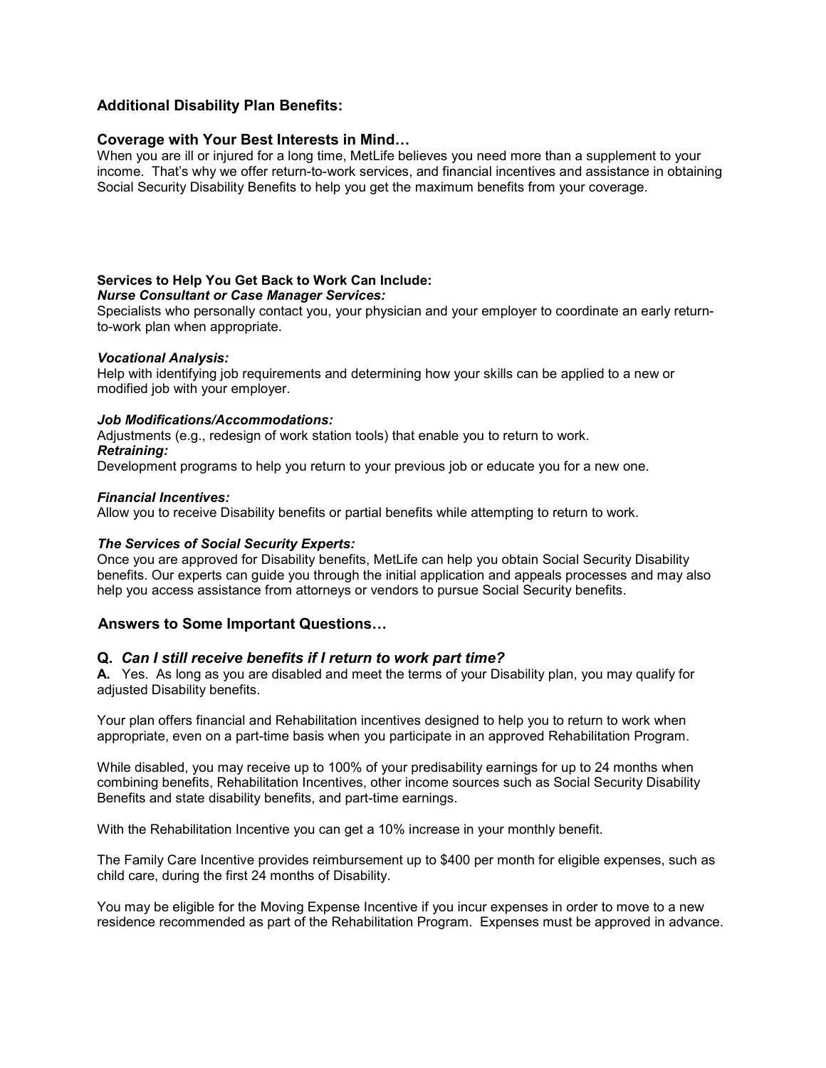## Additional Disability Plan Benefits:

## Coverage with Your Best Interests in Mind…

When you are ill or injured for a long time, MetLife believes you need more than a supplement to your income. That's why we offer return-to-work services, and financial incentives and assistance in obtaining Social Security Disability Benefits to help you get the maximum benefits from your coverage.

**Services to Help You Get Back to Work Can Include:**

***Nurse Consultant or Case Manager Services:***

Specialists who personally contact you, your physician and your employer to coordinate an early return-to-work plan when appropriate.

***Vocational Analysis:***

Help with identifying job requirements and determining how your skills can be applied to a new or modified job with your employer.

***Job Modifications/Accommodations:***

Adjustments (e.g., redesign of work station tools) that enable you to return to work.

***Retraining:***

Development programs to help you return to your previous job or educate you for a new one.

***Financial Incentives:***

Allow you to receive Disability benefits or partial benefits while attempting to return to work.

***The Services of Social Security Experts:***

Once you are approved for Disability benefits, MetLife can help you obtain Social Security Disability benefits. Our experts can guide you through the initial application and appeals processes and may also help you access assistance from attorneys or vendors to pursue Social Security benefits.

## Answers to Some Important Questions…

### Q. *Can I still receive benefits if I return to work part time?*

**A.** Yes. As long as you are disabled and meet the terms of your Disability plan, you may qualify for adjusted Disability benefits.

Your plan offers financial and Rehabilitation incentives designed to help you to return to work when appropriate, even on a part-time basis when you participate in an approved Rehabilitation Program.

While disabled, you may receive up to 100% of your predisability earnings for up to 24 months when combining benefits, Rehabilitation Incentives, other income sources such as Social Security Disability Benefits and state disability benefits, and part-time earnings.

With the Rehabilitation Incentive you can get a 10% increase in your monthly benefit.

The Family Care Incentive provides reimbursement up to $400 per month for eligible expenses, such as child care, during the first 24 months of Disability.

You may be eligible for the Moving Expense Incentive if you incur expenses in order to move to a new residence recommended as part of the Rehabilitation Program. Expenses must be approved in advance.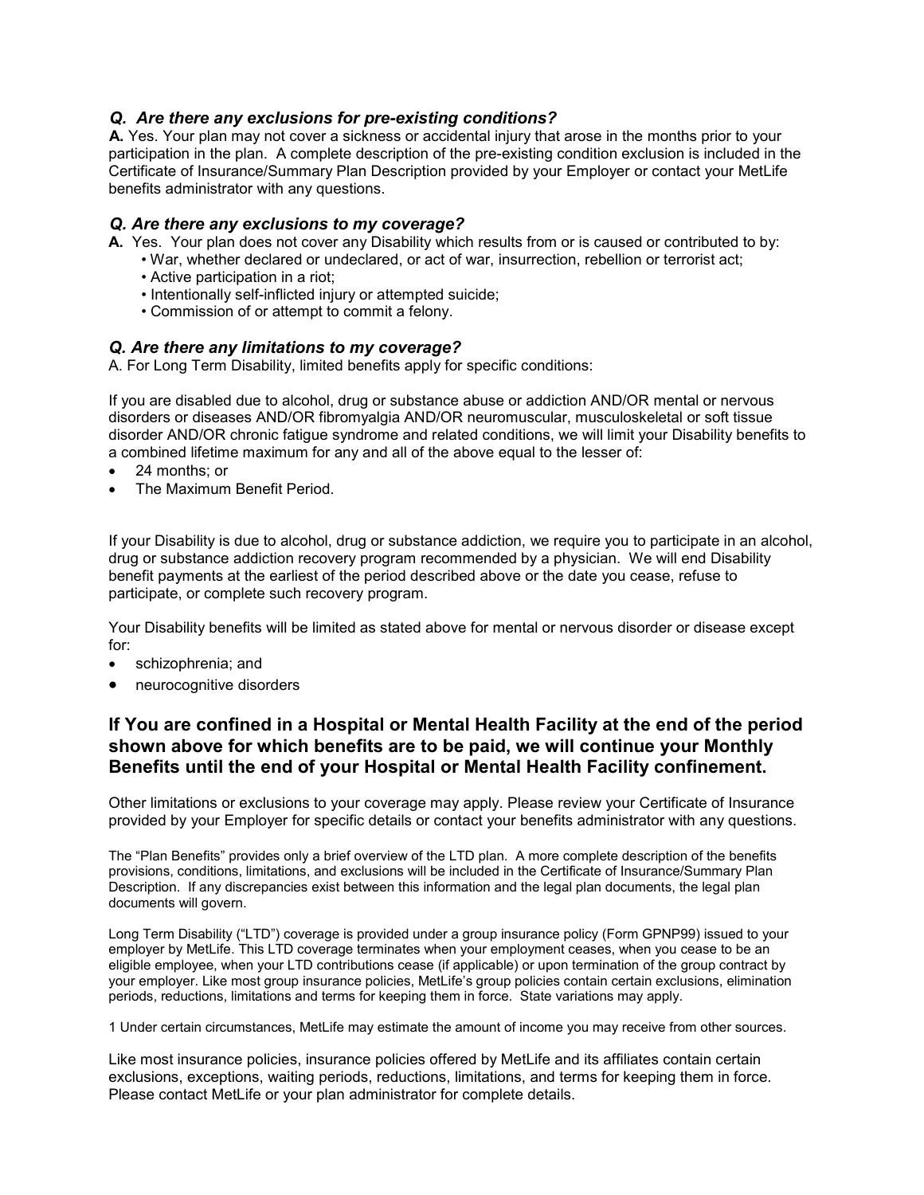### *Q. Are there any exclusions for pre-existing conditions?*

**A.** Yes. Your plan may not cover a sickness or accidental injury that arose in the months prior to your participation in the plan. A complete description of the pre-existing condition exclusion is included in the Certificate of Insurance/Summary Plan Description provided by your Employer or contact your MetLife benefits administrator with any questions.

### *Q. Are there any exclusions to my coverage?*

**A.** Yes. Your plan does not cover any Disability which results from or is caused or contributed to by:

- War, whether declared or undeclared, or act of war, insurrection, rebellion or terrorist act;
- Active participation in a riot;
- Intentionally self-inflicted injury or attempted suicide;
- Commission of or attempt to commit a felony.

### *Q. Are there any limitations to my coverage?*

A. For Long Term Disability, limited benefits apply for specific conditions:

If you are disabled due to alcohol, drug or substance abuse or addiction AND/OR mental or nervous disorders or diseases AND/OR fibromyalgia AND/OR neuromuscular, musculoskeletal or soft tissue disorder AND/OR chronic fatigue syndrome and related conditions, we will limit your Disability benefits to a combined lifetime maximum for any and all of the above equal to the lesser of:

- 24 months; or
- The Maximum Benefit Period.

If your Disability is due to alcohol, drug or substance addiction, we require you to participate in an alcohol, drug or substance addiction recovery program recommended by a physician. We will end Disability benefit payments at the earliest of the period described above or the date you cease, refuse to participate, or complete such recovery program.

Your Disability benefits will be limited as stated above for mental or nervous disorder or disease except for:

- schizophrenia; and
- neurocognitive disorders

## If You are confined in a Hospital or Mental Health Facility at the end of the period shown above for which benefits are to be paid, we will continue your Monthly Benefits until the end of your Hospital or Mental Health Facility confinement.

Other limitations or exclusions to your coverage may apply. Please review your Certificate of Insurance provided by your Employer for specific details or contact your benefits administrator with any questions.

The "Plan Benefits" provides only a brief overview of the LTD plan. A more complete description of the benefits provisions, conditions, limitations, and exclusions will be included in the Certificate of Insurance/Summary Plan Description. If any discrepancies exist between this information and the legal plan documents, the legal plan documents will govern.

Long Term Disability ("LTD") coverage is provided under a group insurance policy (Form GPNP99) issued to your employer by MetLife. This LTD coverage terminates when your employment ceases, when you cease to be an eligible employee, when your LTD contributions cease (if applicable) or upon termination of the group contract by your employer. Like most group insurance policies, MetLife's group policies contain certain exclusions, elimination periods, reductions, limitations and terms for keeping them in force. State variations may apply.

1 Under certain circumstances, MetLife may estimate the amount of income you may receive from other sources.

Like most insurance policies, insurance policies offered by MetLife and its affiliates contain certain exclusions, exceptions, waiting periods, reductions, limitations, and terms for keeping them in force. Please contact MetLife or your plan administrator for complete details.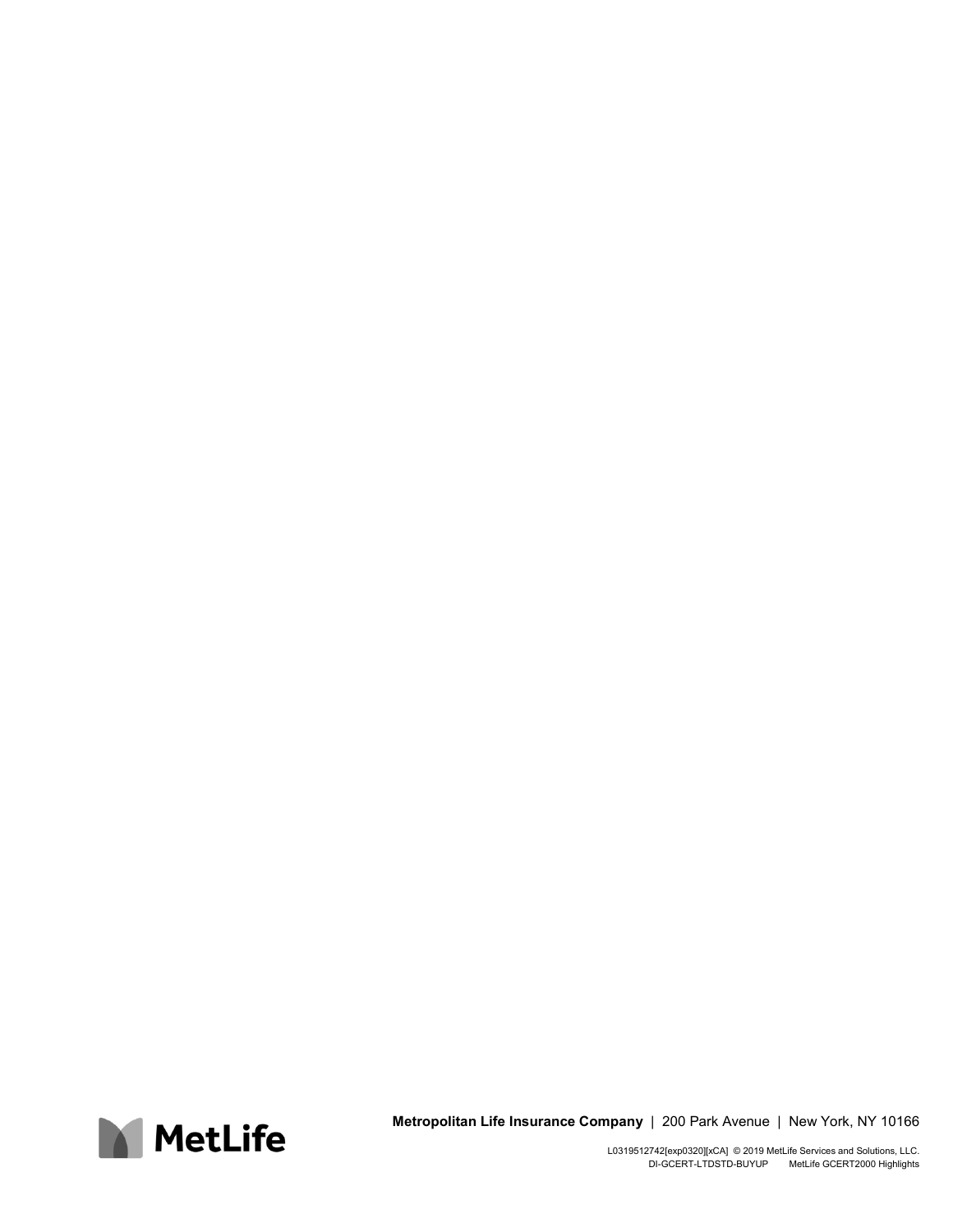MetLife

**Metropolitan Life Insurance Company** | 200 Park Avenue | New York, NY 10166

L0319512742[exp0320][xCA] © 2019 MetLife Services and Solutions, LLC.
DI-GCERT-LTDSTD-BUYUP MetLife GCERT2000 Highlights